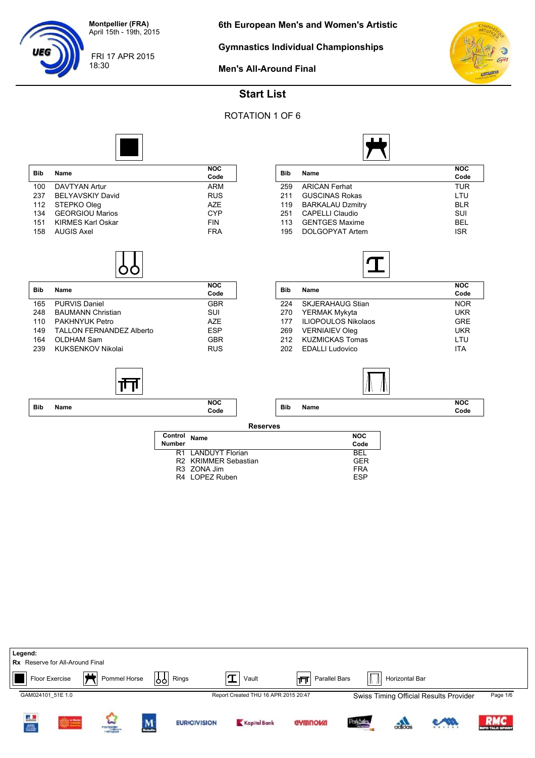Montpellier (FRA)
April 15th - 19th, 2015

FRI 17 APR 2015
18:30

# 6th European Men's and Women's Artistic Gymnastics Individual Championships

## Men's All-Around Final

## Start List

ROTATION 1 OF 6

### Floor Exercise

| Bib | Name | NOC Code |
|---|---|---|
| 100 | DAVTYAN Artur | ARM |
| 237 | BELYAVSKIY David | RUS |
| 112 | STEPKO Oleg | AZE |
| 134 | GEORGIOU Marios | CYP |
| 151 | KIRMES Karl Oskar | FIN |
| 158 | AUGIS Axel | FRA |

### Pommel Horse

| Bib | Name | NOC Code |
|---|---|---|
| 259 | ARICAN Ferhat | TUR |
| 211 | GUSCINAS Rokas | LTU |
| 119 | BARKALAU Dzmitry | BLR |
| 251 | CAPELLI Claudio | SUI |
| 113 | GENTGES Maxime | BEL |
| 195 | DOLGOPYAT Artem | ISR |

### Rings

| Bib | Name | NOC Code |
|---|---|---|
| 165 | PURVIS Daniel | GBR |
| 248 | BAUMANN Christian | SUI |
| 110 | PAKHNYUK Petro | AZE |
| 149 | TALLON FERNANDEZ Alberto | ESP |
| 164 | OLDHAM Sam | GBR |
| 239 | KUKSENKOV Nikolai | RUS |

### Vault

| Bib | Name | NOC Code |
|---|---|---|
| 224 | SKJERAHAUG Stian | NOR |
| 270 | YERMAK Mykyta | UKR |
| 177 | ILIOPOULOS Nikolaos | GRE |
| 269 | VERNIAIEV Oleg | UKR |
| 212 | KUZMICKAS Tomas | LTU |
| 202 | EDALLI Ludovico | ITA |

### Parallel Bars

| Bib | Name | NOC Code |
|---|---|---|

### Horizontal Bar

| Bib | Name | NOC Code |
|---|---|---|

### Reserves

| Control Number | Name | NOC Code |
|---|---|---|
| R1 | LANDUYT Florian | BEL |
| R2 | KRIMMER Sebastian | GER |
| R3 | ZONA Jim | FRA |
| R4 | LOPEZ Ruben | ESP |

**Legend:**
**Rx** Reserve for All-Around Final
Floor Exercise, Pommel Horse, Rings, Vault, Parallel Bars, Horizontal Bar

GAM024101_51E 1.0 — Report Created THU 16 APR 2015 20:47 — Swiss Timing Official Results Provider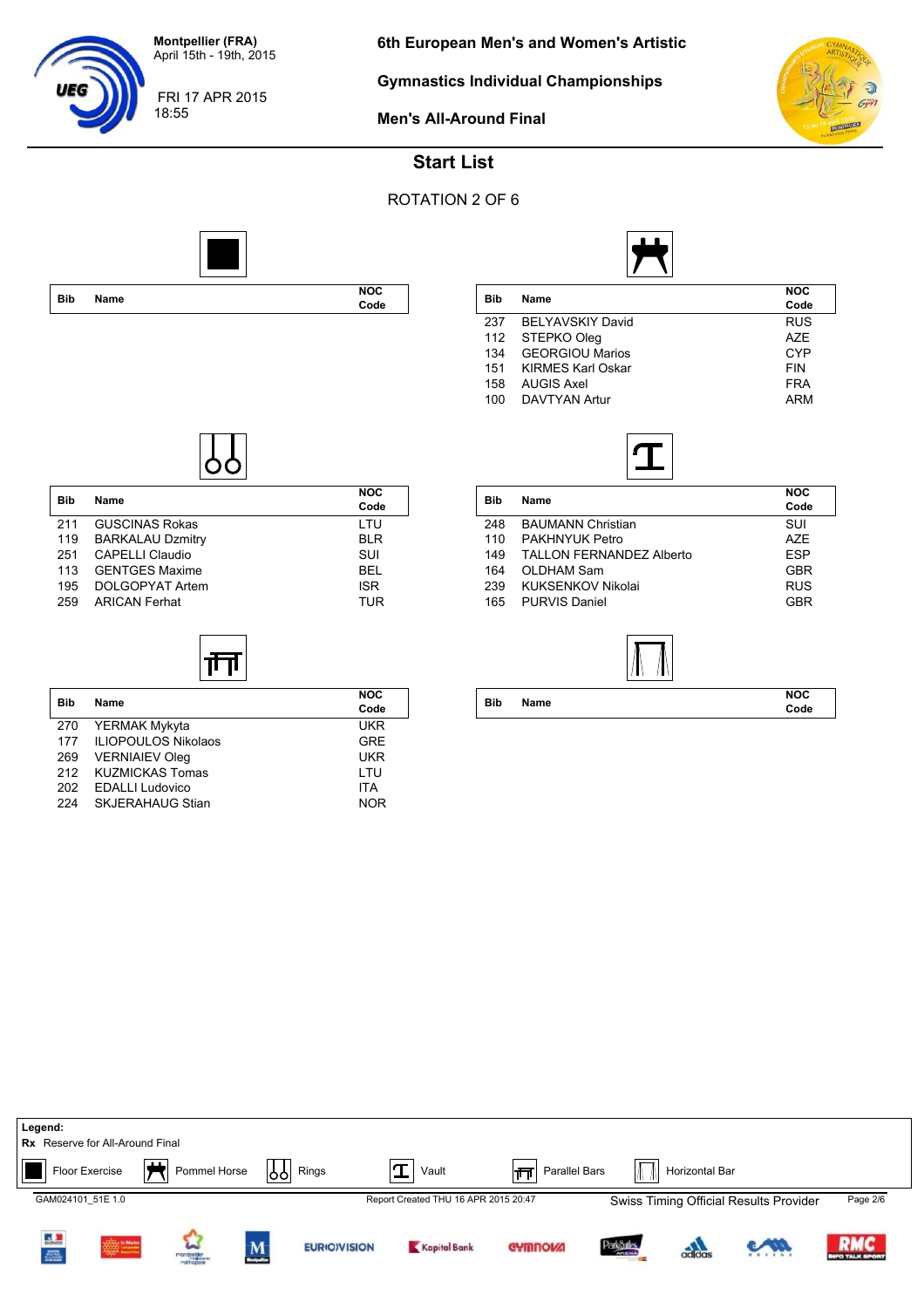Montpellier (FRA)
April 15th - 19th, 2015

FRI 17 APR 2015
18:55

# 6th European Men's and Women's Artistic Gymnastics Individual Championships

## Men's All-Around Final

## Start List

ROTATION 2 OF 6

### Floor Exercise

| Bib | Name | NOC Code |
|---|---|---|

### Pommel Horse

| Bib | Name | NOC Code |
|---|---|---|
| 237 | BELYAVSKIY David | RUS |
| 112 | STEPKO Oleg | AZE |
| 134 | GEORGIOU Marios | CYP |
| 151 | KIRMES Karl Oskar | FIN |
| 158 | AUGIS Axel | FRA |
| 100 | DAVTYAN Artur | ARM |

### Rings

| Bib | Name | NOC Code |
|---|---|---|
| 211 | GUSCINAS Rokas | LTU |
| 119 | BARKALAU Dzmitry | BLR |
| 251 | CAPELLI Claudio | SUI |
| 113 | GENTGES Maxime | BEL |
| 195 | DOLGOPYAT Artem | ISR |
| 259 | ARICAN Ferhat | TUR |

### Vault

| Bib | Name | NOC Code |
|---|---|---|
| 248 | BAUMANN Christian | SUI |
| 110 | PAKHNYUK Petro | AZE |
| 149 | TALLON FERNANDEZ Alberto | ESP |
| 164 | OLDHAM Sam | GBR |
| 239 | KUKSENKOV Nikolai | RUS |
| 165 | PURVIS Daniel | GBR |

### Parallel Bars

| Bib | Name | NOC Code |
|---|---|---|
| 270 | YERMAK Mykyta | UKR |
| 177 | ILIOPOULOS Nikolaos | GRE |
| 269 | VERNIAIEV Oleg | UKR |
| 212 | KUZMICKAS Tomas | LTU |
| 202 | EDALLI Ludovico | ITA |
| 224 | SKJERAHAUG Stian | NOR |

### Horizontal Bar

| Bib | Name | NOC Code |
|---|---|---|

**Legend:**
**Rx** Reserve for All-Around Final

Floor Exercise | Pommel Horse | Rings | Vault | Parallel Bars | Horizontal Bar

GAM024101_51E 1.0 Report Created THU 16 APR 2015 20:47 Swiss Timing Official Results Provider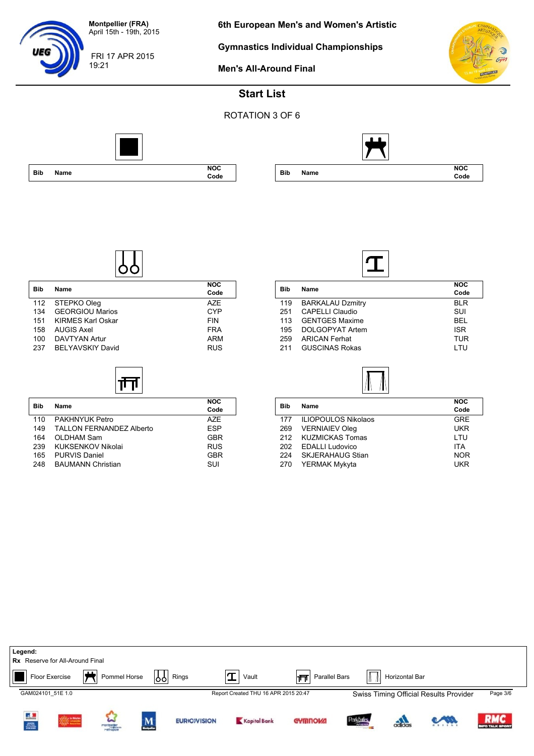Montpellier (FRA)
April 15th - 19th, 2015

FRI 17 APR 2015
19:21

# 6th European Men's and Women's Artistic Gymnastics Individual Championships

## Men's All-Around Final

## Start List

ROTATION 3 OF 6

### Floor Exercise

| Bib | Name | NOC Code |
|---|---|---|

### Pommel Horse

| Bib | Name | NOC Code |
|---|---|---|

### Rings

| Bib | Name | NOC Code |
|---|---|---|
| 112 | STEPKO Oleg | AZE |
| 134 | GEORGIOU Marios | CYP |
| 151 | KIRMES Karl Oskar | FIN |
| 158 | AUGIS Axel | FRA |
| 100 | DAVTYAN Artur | ARM |
| 237 | BELYAVSKIY David | RUS |

### Vault

| Bib | Name | NOC Code |
|---|---|---|
| 119 | BARKALAU Dzmitry | BLR |
| 251 | CAPELLI Claudio | SUI |
| 113 | GENTGES Maxime | BEL |
| 195 | DOLGOPYAT Artem | ISR |
| 259 | ARICAN Ferhat | TUR |
| 211 | GUSCINAS Rokas | LTU |

### Parallel Bars

| Bib | Name | NOC Code |
|---|---|---|
| 110 | PAKHNYUK Petro | AZE |
| 149 | TALLON FERNANDEZ Alberto | ESP |
| 164 | OLDHAM Sam | GBR |
| 239 | KUKSENKOV Nikolai | RUS |
| 165 | PURVIS Daniel | GBR |
| 248 | BAUMANN Christian | SUI |

### Horizontal Bar

| Bib | Name | NOC Code |
|---|---|---|
| 177 | ILIOPOULOS Nikolaos | GRE |
| 269 | VERNIAIEV Oleg | UKR |
| 212 | KUZMICKAS Tomas | LTU |
| 202 | EDALLI Ludovico | ITA |
| 224 | SKJERAHAUG Stian | NOR |
| 270 | YERMAK Mykyta | UKR |

**Legend:**
**Rx** Reserve for All-Around Final
Floor Exercise, Pommel Horse, Rings, Vault, Parallel Bars, Horizontal Bar

GAM024101_51E 1.0 | Report Created THU 16 APR 2015 20:47 | Swiss Timing Official Results Provider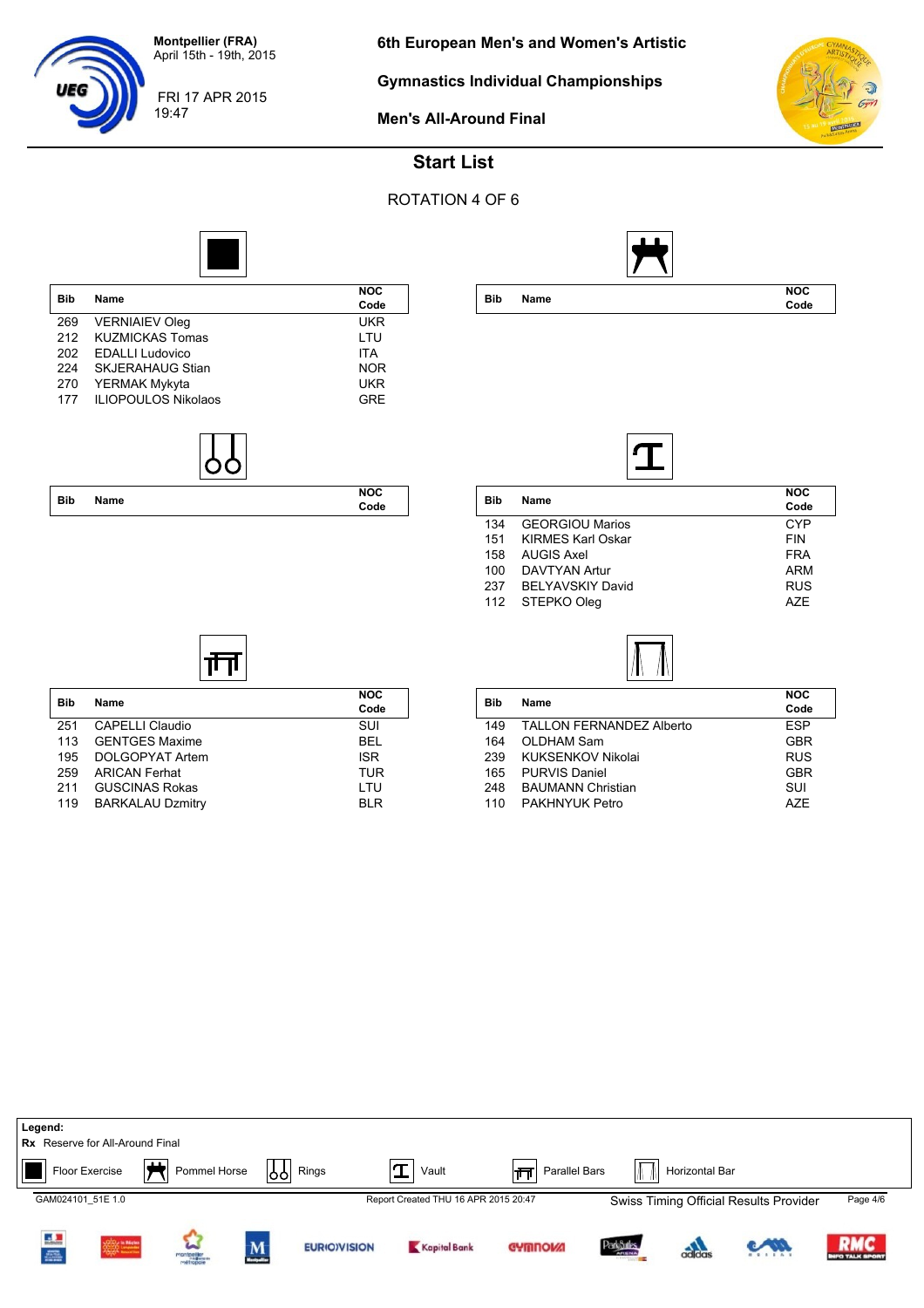Montpellier (FRA)
April 15th - 19th, 2015

FRI 17 APR 2015
19:47

# 6th European Men's and Women's Artistic Gymnastics Individual Championships

## Men's All-Around Final

## Start List

ROTATION 4 OF 6

### Floor Exercise

| Bib | Name | NOC Code |
|---|---|---|
| 269 | VERNIAIEV Oleg | UKR |
| 212 | KUZMICKAS Tomas | LTU |
| 202 | EDALLI Ludovico | ITA |
| 224 | SKJERAHAUG Stian | NOR |
| 270 | YERMAK Mykyta | UKR |
| 177 | ILIOPOULOS Nikolaos | GRE |

### Pommel Horse

| Bib | Name | NOC Code |
|---|---|---|

### Rings

| Bib | Name | NOC Code |
|---|---|---|

### Vault

| Bib | Name | NOC Code |
|---|---|---|
| 134 | GEORGIOU Marios | CYP |
| 151 | KIRMES Karl Oskar | FIN |
| 158 | AUGIS Axel | FRA |
| 100 | DAVTYAN Artur | ARM |
| 237 | BELYAVSKIY David | RUS |
| 112 | STEPKO Oleg | AZE |

### Parallel Bars

| Bib | Name | NOC Code |
|---|---|---|
| 251 | CAPELLI Claudio | SUI |
| 113 | GENTGES Maxime | BEL |
| 195 | DOLGOPYAT Artem | ISR |
| 259 | ARICAN Ferhat | TUR |
| 211 | GUSCINAS Rokas | LTU |
| 119 | BARKALAU Dzmitry | BLR |

### Horizontal Bar

| Bib | Name | NOC Code |
|---|---|---|
| 149 | TALLON FERNANDEZ Alberto | ESP |
| 164 | OLDHAM Sam | GBR |
| 239 | KUKSENKOV Nikolai | RUS |
| 165 | PURVIS Daniel | GBR |
| 248 | BAUMANN Christian | SUI |
| 110 | PAKHNYUK Petro | AZE |

**Legend:**
**Rx** Reserve for All-Around Final

Floor Exercise, Pommel Horse, Rings, Vault, Parallel Bars, Horizontal Bar

GAM024101_51E 1.0 — Report Created THU 16 APR 2015 20:47 — Swiss Timing Official Results Provider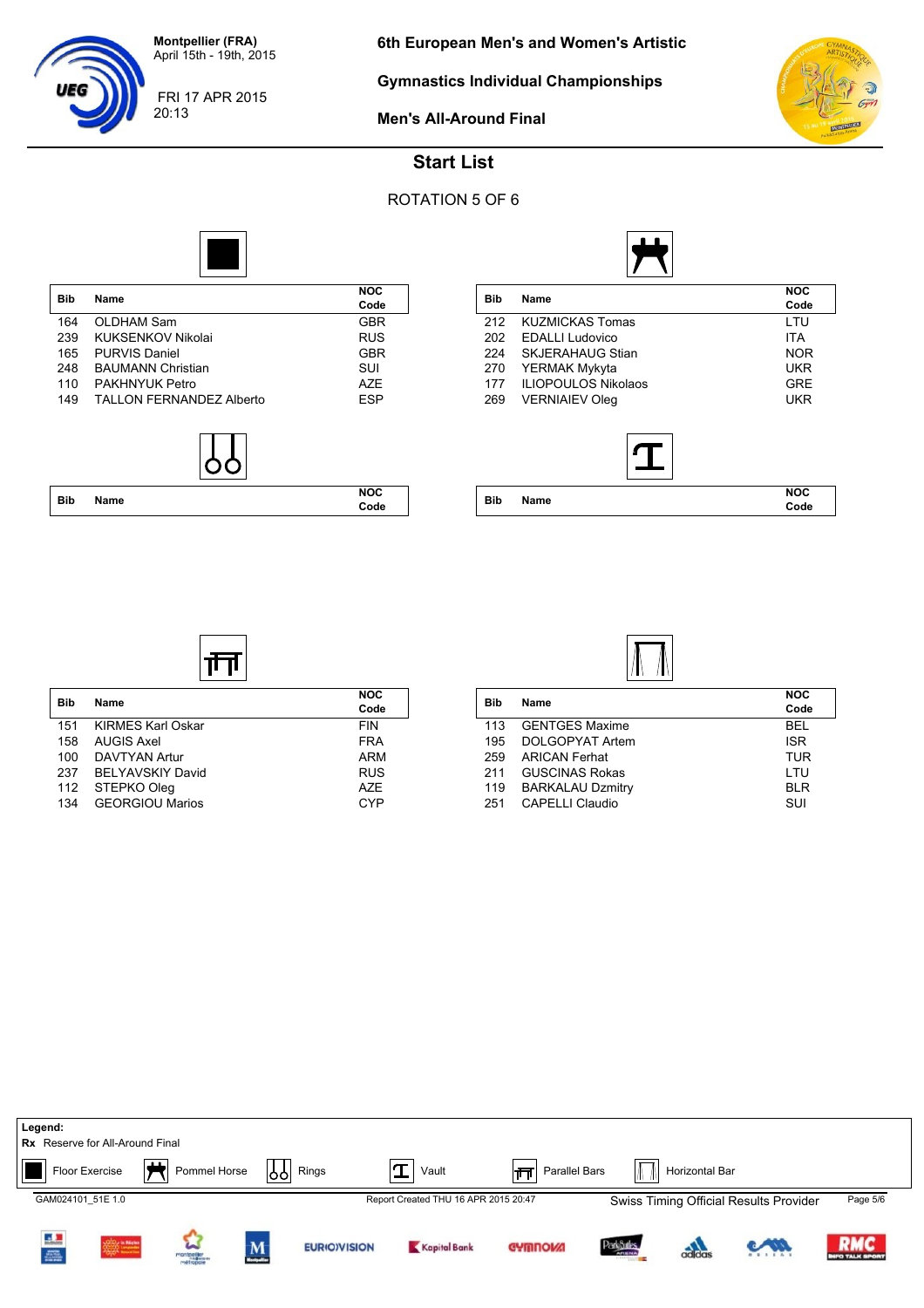# Start List

ROTATION 5 OF 6

### Floor Exercise

| Bib | Name | NOC Code |
|---|---|---|
| 164 | OLDHAM Sam | GBR |
| 239 | KUKSENKOV Nikolai | RUS |
| 165 | PURVIS Daniel | GBR |
| 248 | BAUMANN Christian | SUI |
| 110 | PAKHNYUK Petro | AZE |
| 149 | TALLON FERNANDEZ Alberto | ESP |

### Pommel Horse

| Bib | Name | NOC Code |
|---|---|---|
| 212 | KUZMICKAS Tomas | LTU |
| 202 | EDALLI Ludovico | ITA |
| 224 | SKJERAHAUG Stian | NOR |
| 270 | YERMAK Mykyta | UKR |
| 177 | ILIOPOULOS Nikolaos | GRE |
| 269 | VERNIAIEV Oleg | UKR |

### Rings

| Bib | Name | NOC Code |
|---|---|---|

### Vault

| Bib | Name | NOC Code |
|---|---|---|

### Parallel Bars

| Bib | Name | NOC Code |
|---|---|---|
| 151 | KIRMES Karl Oskar | FIN |
| 158 | AUGIS Axel | FRA |
| 100 | DAVTYAN Artur | ARM |
| 237 | BELYAVSKIY David | RUS |
| 112 | STEPKO Oleg | AZE |
| 134 | GEORGIOU Marios | CYP |

### Horizontal Bar

| Bib | Name | NOC Code |
|---|---|---|
| 113 | GENTGES Maxime | BEL |
| 195 | DOLGOPYAT Artem | ISR |
| 259 | ARICAN Ferhat | TUR |
| 211 | GUSCINAS Rokas | LTU |
| 119 | BARKALAU Dzmitry | BLR |
| 251 | CAPELLI Claudio | SUI |

**Legend:**
**Rx** Reserve for All-Around Final

Floor Exercise | Pommel Horse | Rings | Vault | Parallel Bars | Horizontal Bar

GAM024101_51E 1.0 | Report Created THU 16 APR 2015 20:47 | Swiss Timing Official Results Provider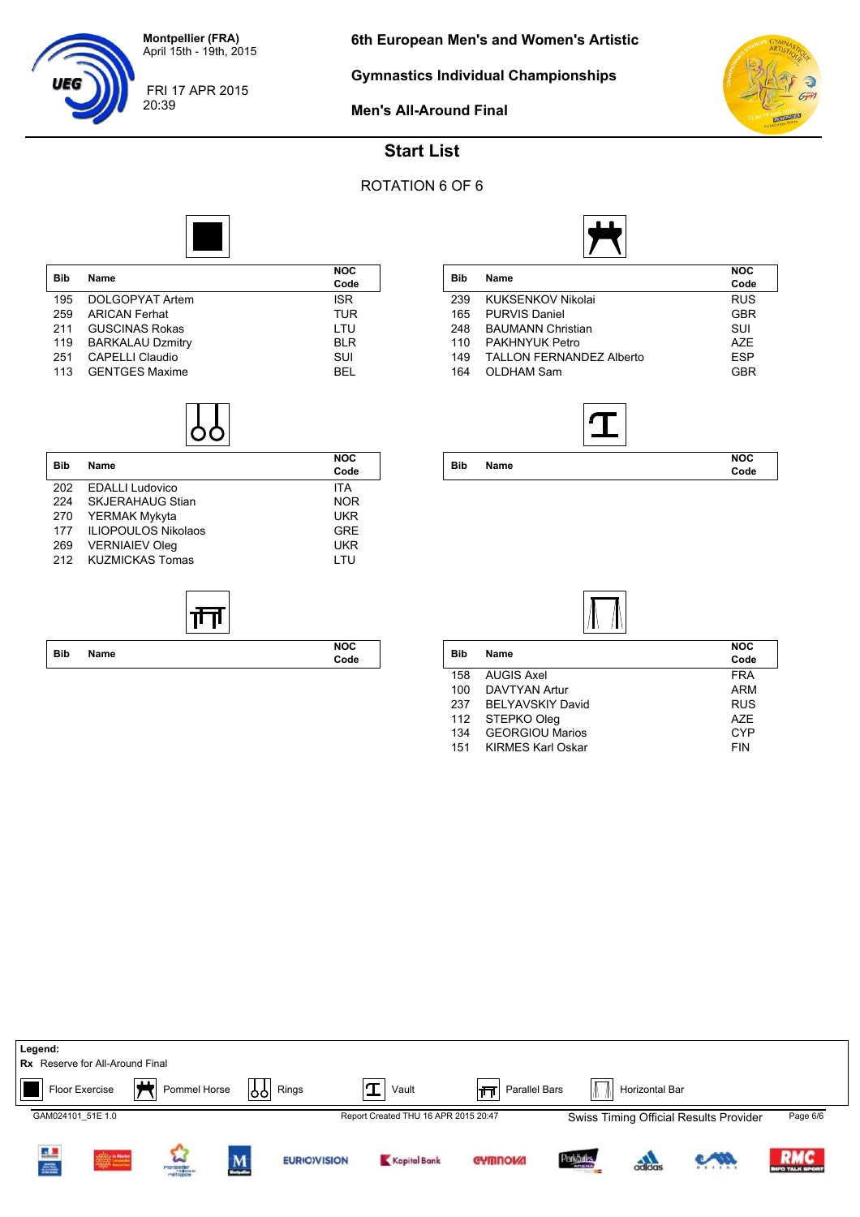Montpellier (FRA)
April 15th - 19th, 2015

FRI 17 APR 2015
20:39

# 6th European Men's and Women's Artistic Gymnastics Individual Championships

## Men's All-Around Final

## Start List

ROTATION 6 OF 6

**Floor Exercise**

| Bib | Name | NOC Code |
|---|---|---|
| 195 | DOLGOPYAT Artem | ISR |
| 259 | ARICAN Ferhat | TUR |
| 211 | GUSCINAS Rokas | LTU |
| 119 | BARKALAU Dzmitry | BLR |
| 251 | CAPELLI Claudio | SUI |
| 113 | GENTGES Maxime | BEL |

**Pommel Horse**

| Bib | Name | NOC Code |
|---|---|---|
| 239 | KUKSENKOV Nikolai | RUS |
| 165 | PURVIS Daniel | GBR |
| 248 | BAUMANN Christian | SUI |
| 110 | PAKHNYUK Petro | AZE |
| 149 | TALLON FERNANDEZ Alberto | ESP |
| 164 | OLDHAM Sam | GBR |

**Rings**

| Bib | Name | NOC Code |
|---|---|---|
| 202 | EDALLI Ludovico | ITA |
| 224 | SKJERAHAUG Stian | NOR |
| 270 | YERMAK Mykyta | UKR |
| 177 | ILIOPOULOS Nikolaos | GRE |
| 269 | VERNIAIEV Oleg | UKR |
| 212 | KUZMICKAS Tomas | LTU |

**Vault**

| Bib | Name | NOC Code |
|---|---|---|

**Parallel Bars**

| Bib | Name | NOC Code |
|---|---|---|

**Horizontal Bar**

| Bib | Name | NOC Code |
|---|---|---|
| 158 | AUGIS Axel | FRA |
| 100 | DAVTYAN Artur | ARM |
| 237 | BELYAVSKIY David | RUS |
| 112 | STEPKO Oleg | AZE |
| 134 | GEORGIOU Marios | CYP |
| 151 | KIRMES Karl Oskar | FIN |

**Legend:**
**Rx** Reserve for All-Around Final

Floor Exercise | Pommel Horse | Rings | Vault | Parallel Bars | Horizontal Bar

GAM024101_51E 1.0 Report Created THU 16 APR 2015 20:47 Swiss Timing Official Results Provider